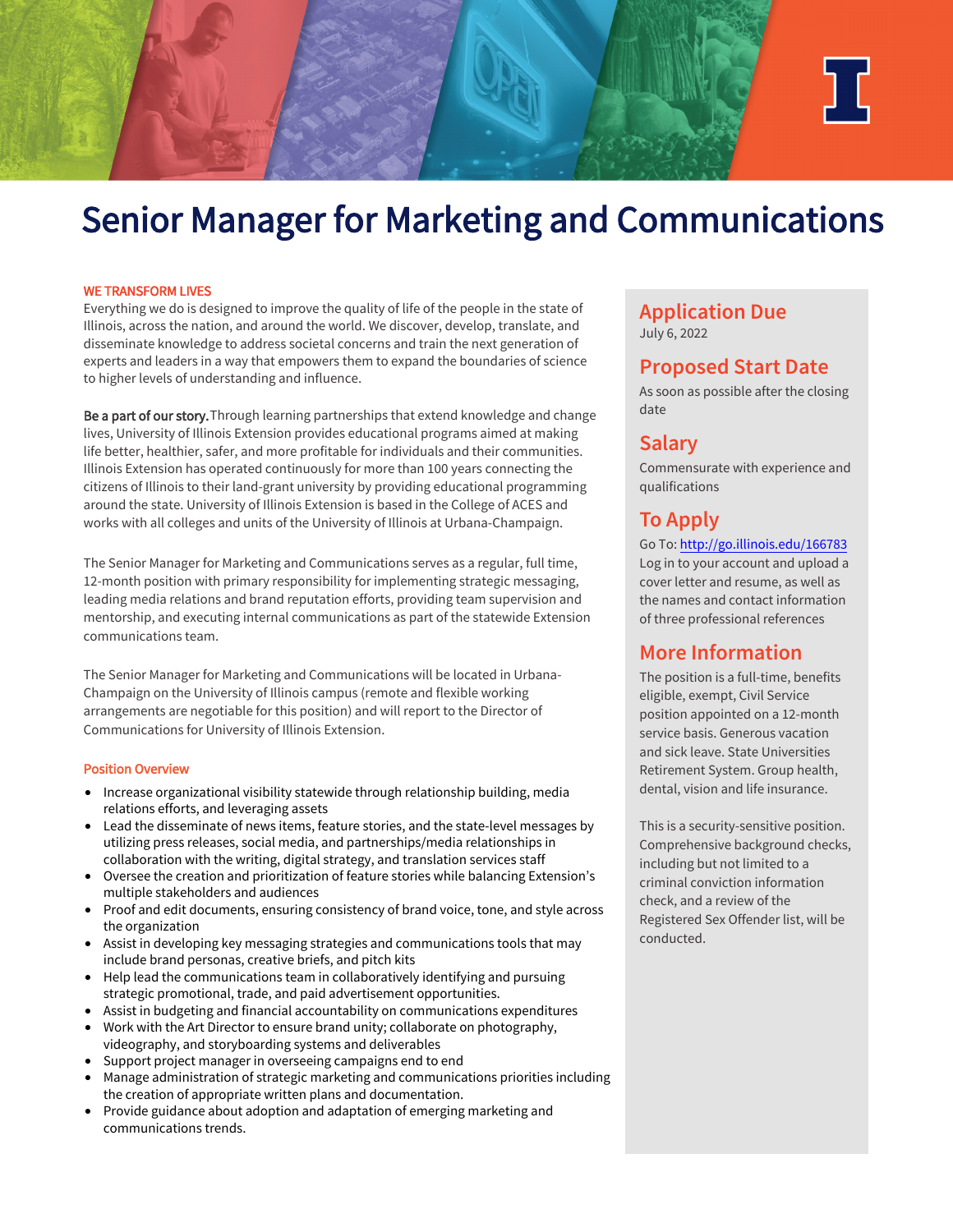# Senior Manager for Marketing and Communications

## WE TRANSFORM LIVES

Everything we do is designed to improve the quality of life of the people in the state of Illinois, across the nation, and around the world. We discover, develop, translate, and disseminate knowledge to address societal concerns and train the next generation of experts and leaders in a way that empowers them to expand the boundaries of science to higher levels of understanding and influence.

**Be a part of our story.** Through learning partnerships that extend knowledge and change lives, University of Illinois Extension provides educational programs aimed at making life better, healthier, safer, and more profitable for individuals and their communities. Illinois Extension has operated continuously for more than 100 years connecting the citizens of Illinois to their land-grant university by providing educational programming around the state. University of Illinois Extension is based in the College of ACES and works with all colleges and units of the University of Illinois at Urbana-Champaign.

The Senior Manager for Marketing and Communications serves as a regular, full time, 12-month position with primary responsibility for implementing strategic messaging, leading media relations and brand reputation efforts, providing team supervision and mentorship, and executing internal communications as part of the statewide Extension communications team.

The Senior Manager for Marketing and Communications will be located in Urbana-Champaign on the University of Illinois campus (remote and flexible working arrangements are negotiable for this position) and will report to the Director of Communications for University of Illinois Extension.

## Position Overview

- Increase organizational visibility statewide through relationship building, media relations efforts, and leveraging assets
- Lead the disseminate of news items, feature stories, and the state-level messages by utilizing press releases, social media, and partnerships/media relationships in collaboration with the writing, digital strategy, and translation services staff
- Oversee the creation and prioritization of feature stories while balancing Extension's multiple stakeholders and audiences
- Proof and edit documents, ensuring consistency of brand voice, tone, and style across the organization
- Assist in developing key messaging strategies and communications tools that may include brand personas, creative briefs, and pitch kits
- Help lead the communications team in collaboratively identifying and pursuing strategic promotional, trade, and paid advertisement opportunities.
- Assist in budgeting and financial accountability on communications expenditures
- Work with the Art Director to ensure brand unity; collaborate on photography, videography, and storyboarding systems and deliverables
- Support project manager in overseeing campaigns end to end
- Manage administration of strategic marketing and communications priorities including the creation of appropriate written plans and documentation.
- Provide guidance about adoption and adaptation of emerging marketing and communications trends.

## Application Due

July 6, 2022

## Proposed Start Date

As soon as possible after the closing date

## Salary

Commensurate with experience and qualifications

## To Apply

Go To: http://go.illinois.edu/166783
Log in to your account and upload a cover letter and resume, as well as the names and contact information of three professional references

## More Information

The position is a full-time, benefits eligible, exempt, Civil Service position appointed on a 12-month service basis. Generous vacation and sick leave. State Universities Retirement System. Group health, dental, vision and life insurance.

This is a security-sensitive position. Comprehensive background checks, including but not limited to a criminal conviction information check, and a review of the Registered Sex Offender list, will be conducted.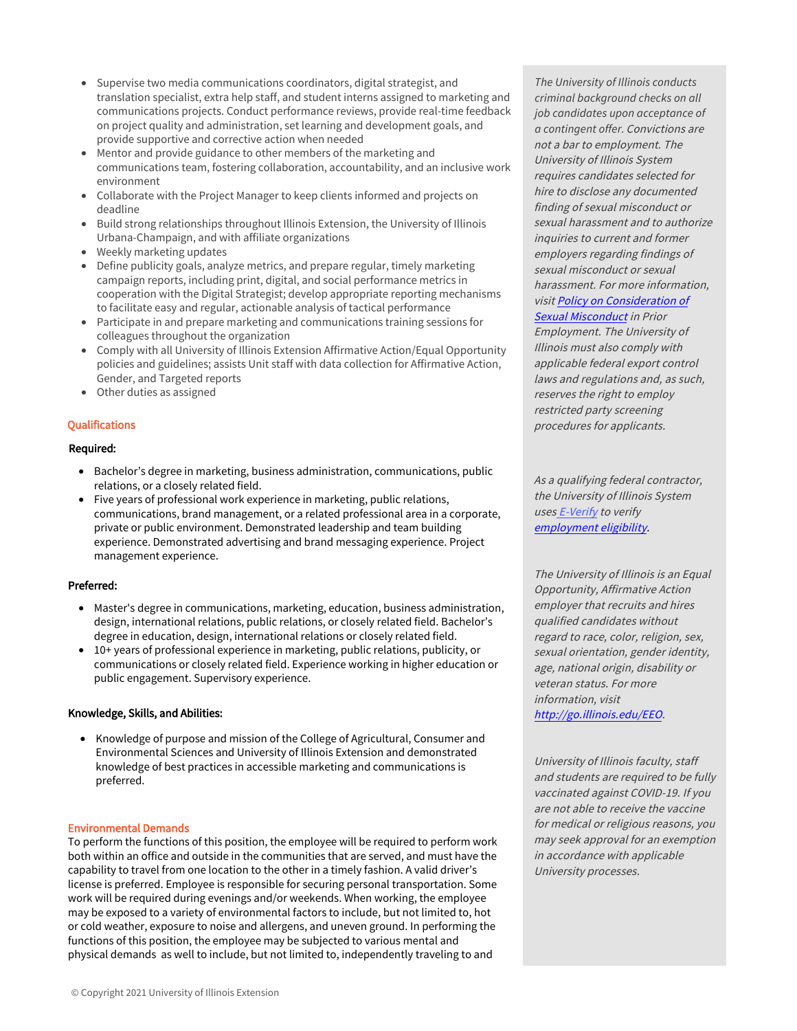- Supervise two media communications coordinators, digital strategist, and translation specialist, extra help staff, and student interns assigned to marketing and communications projects. Conduct performance reviews, provide real-time feedback on project quality and administration, set learning and development goals, and provide supportive and corrective action when needed
- Mentor and provide guidance to other members of the marketing and communications team, fostering collaboration, accountability, and an inclusive work environment
- Collaborate with the Project Manager to keep clients informed and projects on deadline
- Build strong relationships throughout Illinois Extension, the University of Illinois Urbana-Champaign, and with affiliate organizations
- Weekly marketing updates
- Define publicity goals, analyze metrics, and prepare regular, timely marketing campaign reports, including print, digital, and social performance metrics in cooperation with the Digital Strategist; develop appropriate reporting mechanisms to facilitate easy and regular, actionable analysis of tactical performance
- Participate in and prepare marketing and communications training sessions for colleagues throughout the organization
- Comply with all University of Illinois Extension Affirmative Action/Equal Opportunity policies and guidelines; assists Unit staff with data collection for Affirmative Action, Gender, and Targeted reports
- Other duties as assigned

## Qualifications

**Required:**

- Bachelor's degree in marketing, business administration, communications, public relations, or a closely related field.
- Five years of professional work experience in marketing, public relations, communications, brand management, or a related professional area in a corporate, private or public environment. Demonstrated leadership and team building experience. Demonstrated advertising and brand messaging experience. Project management experience.

**Preferred:**

- Master's degree in communications, marketing, education, business administration, design, international relations, public relations, or closely related field. Bachelor's degree in education, design, international relations or closely related field.
- 10+ years of professional experience in marketing, public relations, publicity, or communications or closely related field. Experience working in higher education or public engagement. Supervisory experience.

**Knowledge, Skills, and Abilities:**

- Knowledge of purpose and mission of the College of Agricultural, Consumer and Environmental Sciences and University of Illinois Extension and demonstrated knowledge of best practices in accessible marketing and communications is preferred.

## Environmental Demands

To perform the functions of this position, the employee will be required to perform work both within an office and outside in the communities that are served, and must have the capability to travel from one location to the other in a timely fashion. A valid driver's license is preferred. Employee is responsible for securing personal transportation. Some work will be required during evenings and/or weekends. When working, the employee may be exposed to a variety of environmental factors to include, but not limited to, hot or cold weather, exposure to noise and allergens, and uneven ground. In performing the functions of this position, the employee may be subjected to various mental and physical demands as well to include, but not limited to, independently traveling to and

*The University of Illinois conducts criminal background checks on all job candidates upon acceptance of a contingent offer. Convictions are not a bar to employment. The University of Illinois System requires candidates selected for hire to disclose any documented finding of sexual misconduct or sexual harassment and to authorize inquiries to current and former employers regarding findings of sexual misconduct or sexual harassment. For more information, visit [Policy on Consideration of Sexual Misconduct](#) in Prior Employment. The University of Illinois must also comply with applicable federal export control laws and regulations and, as such, reserves the right to employ restricted party screening procedures for applicants.*

*As a qualifying federal contractor, the University of Illinois System uses [E-Verify](#) to verify [employment eligibility](#).*

*The University of Illinois is an Equal Opportunity, Affirmative Action employer that recruits and hires qualified candidates without regard to race, color, religion, sex, sexual orientation, gender identity, age, national origin, disability or veteran status. For more information, visit [http://go.illinois.edu/EEO](http://go.illinois.edu/EEO).*

*University of Illinois faculty, staff and students are required to be fully vaccinated against COVID-19. If you are not able to receive the vaccine for medical or religious reasons, you may seek approval for an exemption in accordance with applicable University processes.*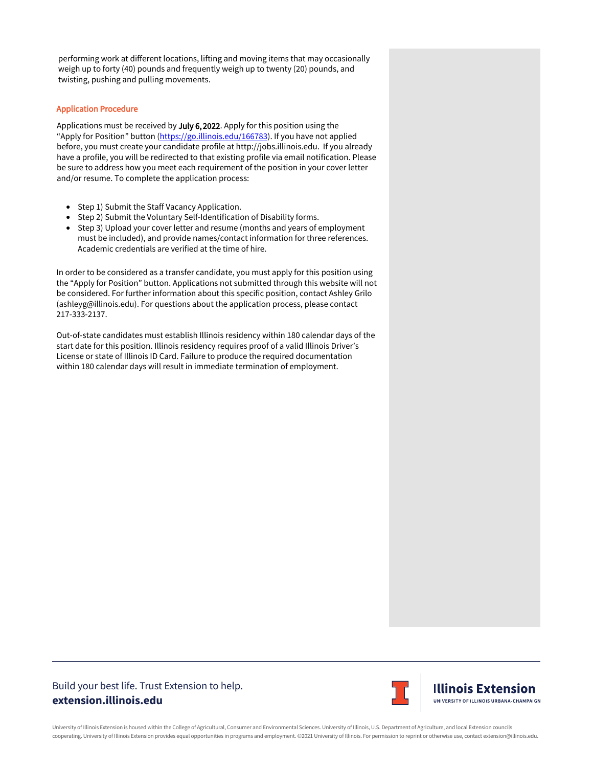performing work at different locations, lifting and moving items that may occasionally weigh up to forty (40) pounds and frequently weigh up to twenty (20) pounds, and twisting, pushing and pulling movements.

## Application Procedure

Applications must be received by **July 6, 2022**. Apply for this position using the "Apply for Position" button (https://go.illinois.edu/166783). If you have not applied before, you must create your candidate profile at http://jobs.illinois.edu. If you already have a profile, you will be redirected to that existing profile via email notification. Please be sure to address how you meet each requirement of the position in your cover letter and/or resume. To complete the application process:

- Step 1) Submit the Staff Vacancy Application.
- Step 2) Submit the Voluntary Self-Identification of Disability forms.
- Step 3) Upload your cover letter and resume (months and years of employment must be included), and provide names/contact information for three references. Academic credentials are verified at the time of hire.

In order to be considered as a transfer candidate, you must apply for this position using the "Apply for Position" button. Applications not submitted through this website will not be considered. For further information about this specific position, contact Ashley Grilo (ashleyg@illinois.edu). For questions about the application process, please contact 217-333-2137.

Out-of-state candidates must establish Illinois residency within 180 calendar days of the start date for this position. Illinois residency requires proof of a valid Illinois Driver's License or state of Illinois ID Card. Failure to produce the required documentation within 180 calendar days will result in immediate termination of employment.

Build your best life. Trust Extension to help.
**extension.illinois.edu**

Illinois Extension
UNIVERSITY OF ILLINOIS URBANA-CHAMPAIGN

University of Illinois Extension is housed within the College of Agricultural, Consumer and Environmental Sciences. University of Illinois, U.S. Department of Agriculture, and local Extension councils cooperating. University of Illinois Extension provides equal opportunities in programs and employment. ©2021 University of Illinois. For permission to reprint or otherwise use, contact extension@illinois.edu.